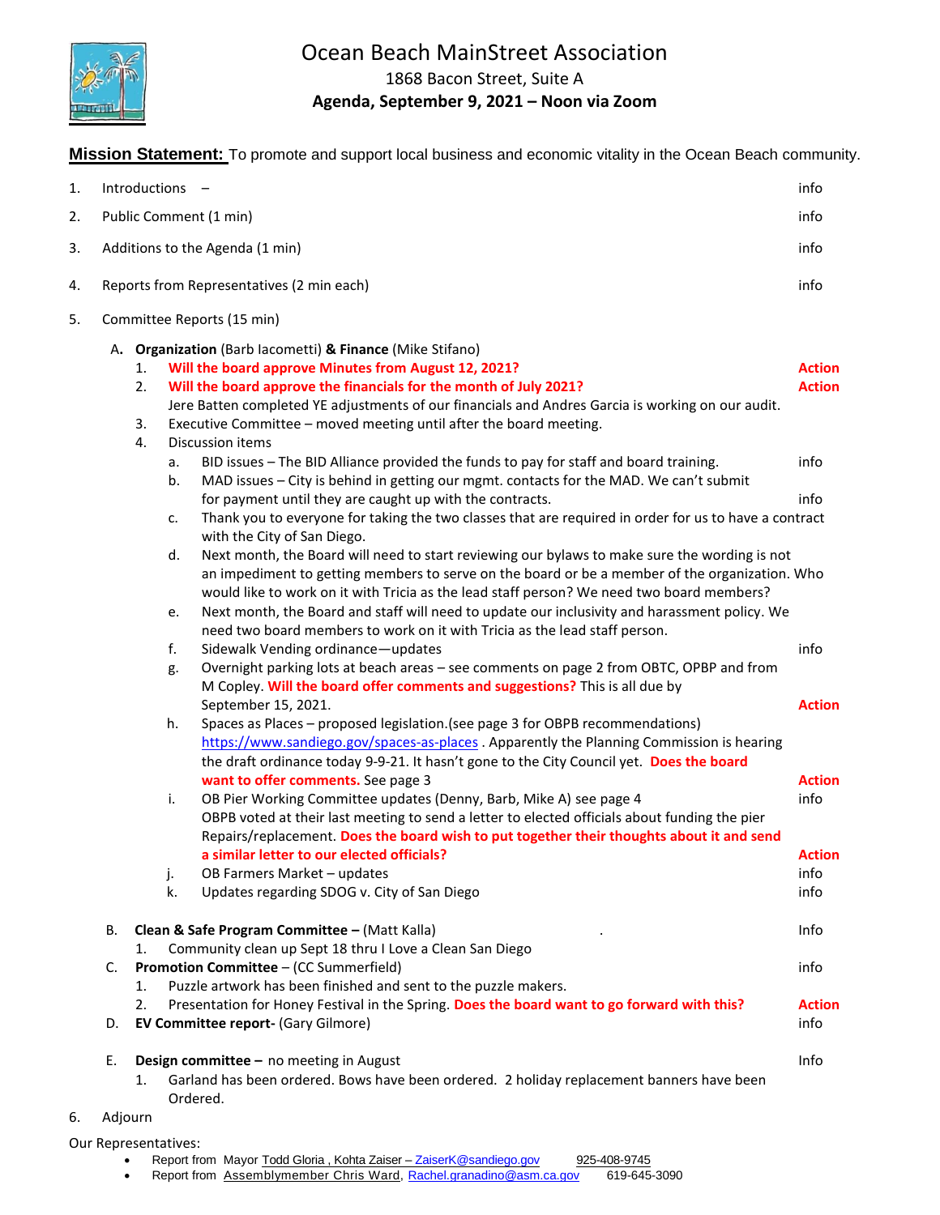# Ocean Beach MainStreet Association

1868 Bacon Street, Suite A

**Agenda, September 9, 2021 – Noon via Zoom**

**Mission Statement:** To promote and support local business and economic vitality in the Ocean Beach community.

1. Introductions – info
2. Public Comment (1 min) info
3. Additions to the Agenda (1 min) info
4. Reports from Representatives (2 min each) info
5. Committee Reports (15 min)

   A. **Organization** (Barb Iacometti) **& Finance** (Mike Stifano)
      1. **Will the board approve Minutes from August 12, 2021?** **Action**
      2. **Will the board approve the financials for the month of July 2021?** **Action**
         Jere Batten completed YE adjustments of our financials and Andres Garcia is working on our audit.
      3. Executive Committee – moved meeting until after the board meeting.
      4. Discussion items
         a. BID issues – The BID Alliance provided the funds to pay for staff and board training. info
         b. MAD issues – City is behind in getting our mgmt. contacts for the MAD. We can't submit for payment until they are caught up with the contracts. info
         c. Thank you to everyone for taking the two classes that are required in order for us to have a contract with the City of San Diego.
         d. Next month, the Board will need to start reviewing our bylaws to make sure the wording is not an impediment to getting members to serve on the board or be a member of the organization. Who would like to work on it with Tricia as the lead staff person? We need two board members?
         e. Next month, the Board and staff will need to update our inclusivity and harassment policy. We need two board members to work on it with Tricia as the lead staff person.
         f. Sidewalk Vending ordinance—updates info
         g. Overnight parking lots at beach areas – see comments on page 2 from OBTC, OPBP and from M Copley. **Will the board offer comments and suggestions?** This is all due by September 15, 2021. **Action**
         h. Spaces as Places – proposed legislation.(see page 3 for OBPB recommendations) https://www.sandiego.gov/spaces-as-places . Apparently the Planning Commission is hearing the draft ordinance today 9-9-21. It hasn't gone to the City Council yet. **Does the board want to offer comments.** See page 3 **Action**
         i. OB Pier Working Committee updates (Denny, Barb, Mike A) see page 4 info
            OBPB voted at their last meeting to send a letter to elected officials about funding the pier Repairs/replacement. **Does the board wish to put together their thoughts about it and send a similar letter to our elected officials?** **Action**
         j. OB Farmers Market – updates info
         k. Updates regarding SDOG v. City of San Diego info

   B. **Clean & Safe Program Committee –** (Matt Kalla) . Info
      1. Community clean up Sept 18 thru I Love a Clean San Diego

   C. **Promotion Committee** – (CC Summerfield) info
      1. Puzzle artwork has been finished and sent to the puzzle makers.
      2. Presentation for Honey Festival in the Spring. **Does the board want to go forward with this?** **Action**

   D. **EV Committee report-** (Gary Gilmore) info

   E. **Design committee –** no meeting in August Info
      1. Garland has been ordered. Bows have been ordered. 2 holiday replacement banners have been Ordered.

6. Adjourn

Our Representatives:

- Report from Mayor Todd Gloria , Kohta Zaiser – ZaiserK@sandiego.gov 925-408-9745
- Report from Assemblymember Chris Ward, Rachel.granadino@asm.ca.gov 619-645-3090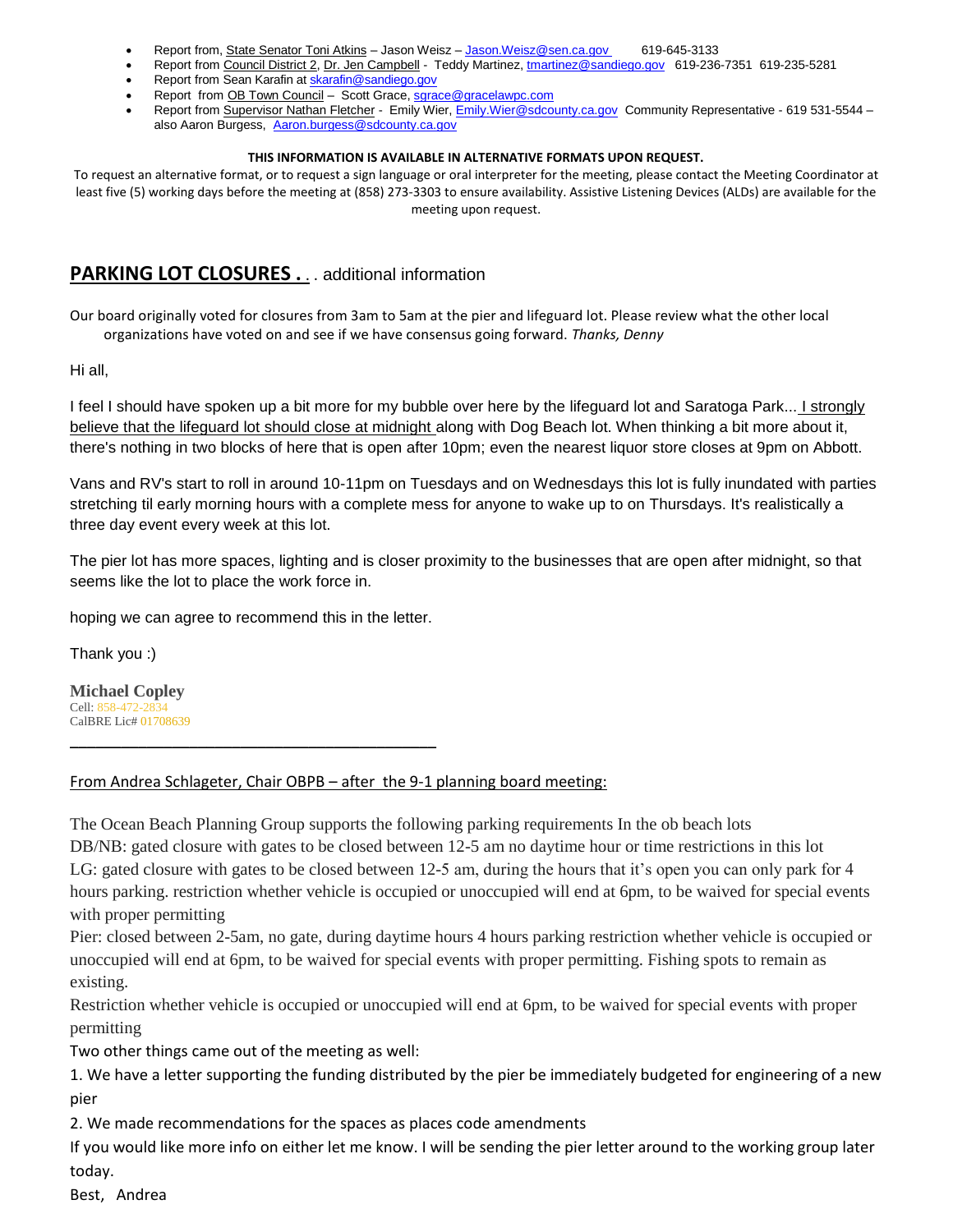- Report from, State Senator Toni Atkins – Jason Weisz – Jason.Weisz@sen.ca.gov 619-645-3133
- Report from Council District 2, Dr. Jen Campbell - Teddy Martinez, tmartinez@sandiego.gov 619-236-7351 619-235-5281
- Report from Sean Karafin at skarafin@sandiego.gov
- Report from OB Town Council – Scott Grace, sgrace@gracelawpc.com
- Report from Supervisor Nathan Fletcher - Emily Wier, Emily.Wier@sdcounty.ca.gov Community Representative - 619 531-5544 – also Aaron Burgess, Aaron.burgess@sdcounty.ca.gov

**THIS INFORMATION IS AVAILABLE IN ALTERNATIVE FORMATS UPON REQUEST.**

To request an alternative format, or to request a sign language or oral interpreter for the meeting, please contact the Meeting Coordinator at least five (5) working days before the meeting at (858) 273-3303 to ensure availability. Assistive Listening Devices (ALDs) are available for the meeting upon request.

## PARKING LOT CLOSURES . . . additional information

Our board originally voted for closures from 3am to 5am at the pier and lifeguard lot. Please review what the other local organizations have voted on and see if we have consensus going forward. *Thanks, Denny*

Hi all,

I feel I should have spoken up a bit more for my bubble over here by the lifeguard lot and Saratoga Park... I strongly believe that the lifeguard lot should close at midnight along with Dog Beach lot. When thinking a bit more about it, there's nothing in two blocks of here that is open after 10pm; even the nearest liquor store closes at 9pm on Abbott.

Vans and RV's start to roll in around 10-11pm on Tuesdays and on Wednesdays this lot is fully inundated with parties stretching til early morning hours with a complete mess for anyone to wake up to on Thursdays. It's realistically a three day event every week at this lot.

The pier lot has more spaces, lighting and is closer proximity to the businesses that are open after midnight, so that seems like the lot to place the work force in.

hoping we can agree to recommend this in the letter.

Thank you :)

**Michael Copley**
Cell: 858-472-2834
CalBRE Lic# 01708639

---

From Andrea Schlageter, Chair OBPB – after the 9-1 planning board meeting:

The Ocean Beach Planning Group supports the following parking requirements In the ob beach lots

DB/NB: gated closure with gates to be closed between 12-5 am no daytime hour or time restrictions in this lot

LG: gated closure with gates to be closed between 12-5 am, during the hours that it's open you can only park for 4 hours parking. restriction whether vehicle is occupied or unoccupied will end at 6pm, to be waived for special events with proper permitting

Pier: closed between 2-5am, no gate, during daytime hours 4 hours parking restriction whether vehicle is occupied or unoccupied will end at 6pm, to be waived for special events with proper permitting. Fishing spots to remain as existing.

Restriction whether vehicle is occupied or unoccupied will end at 6pm, to be waived for special events with proper permitting

Two other things came out of the meeting as well:

1. We have a letter supporting the funding distributed by the pier be immediately budgeted for engineering of a new pier
2. We made recommendations for the spaces as places code amendments

If you would like more info on either let me know. I will be sending the pier letter around to the working group later today.

Best, Andrea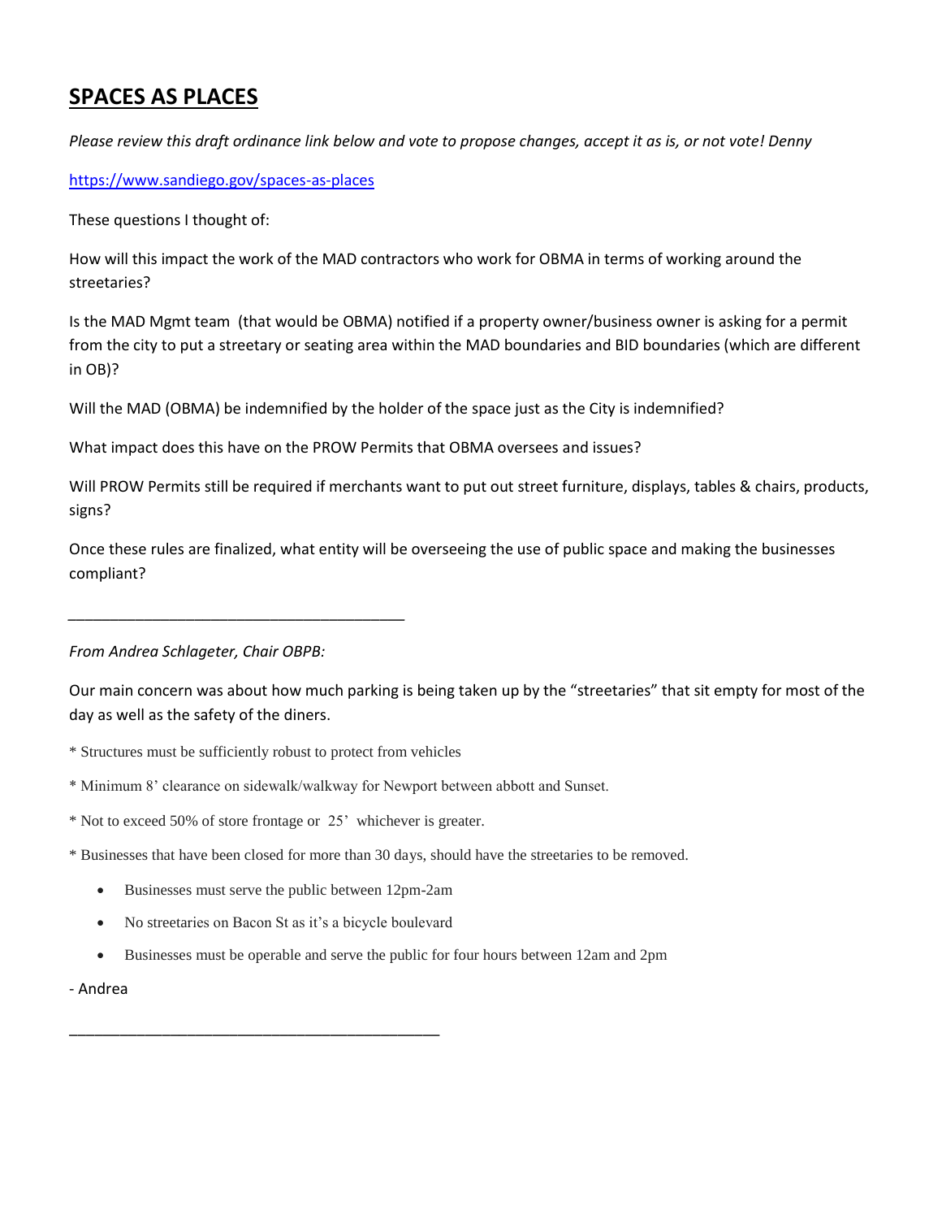# SPACES AS PLACES

*Please review this draft ordinance link below and vote to propose changes, accept it as is, or not vote! Denny*

https://www.sandiego.gov/spaces-as-places

These questions I thought of:

How will this impact the work of the MAD contractors who work for OBMA in terms of working around the streetaries?

Is the MAD Mgmt team (that would be OBMA) notified if a property owner/business owner is asking for a permit from the city to put a streetary or seating area within the MAD boundaries and BID boundaries (which are different in OB)?

Will the MAD (OBMA) be indemnified by the holder of the space just as the City is indemnified?

What impact does this have on the PROW Permits that OBMA oversees and issues?

Will PROW Permits still be required if merchants want to put out street furniture, displays, tables & chairs, products, signs?

Once these rules are finalized, what entity will be overseeing the use of public space and making the businesses compliant?

---

*From Andrea Schlageter, Chair OBPB:*

Our main concern was about how much parking is being taken up by the "streetaries" that sit empty for most of the day as well as the safety of the diners.

* Structures must be sufficiently robust to protect from vehicles

* Minimum 8' clearance on sidewalk/walkway for Newport between abbott and Sunset.

* Not to exceed 50% of store frontage or 25' whichever is greater.

* Businesses that have been closed for more than 30 days, should have the streetaries to be removed.

- Businesses must serve the public between 12pm-2am
- No streetaries on Bacon St as it's a bicycle boulevard
- Businesses must be operable and serve the public for four hours between 12am and 2pm

- Andrea

---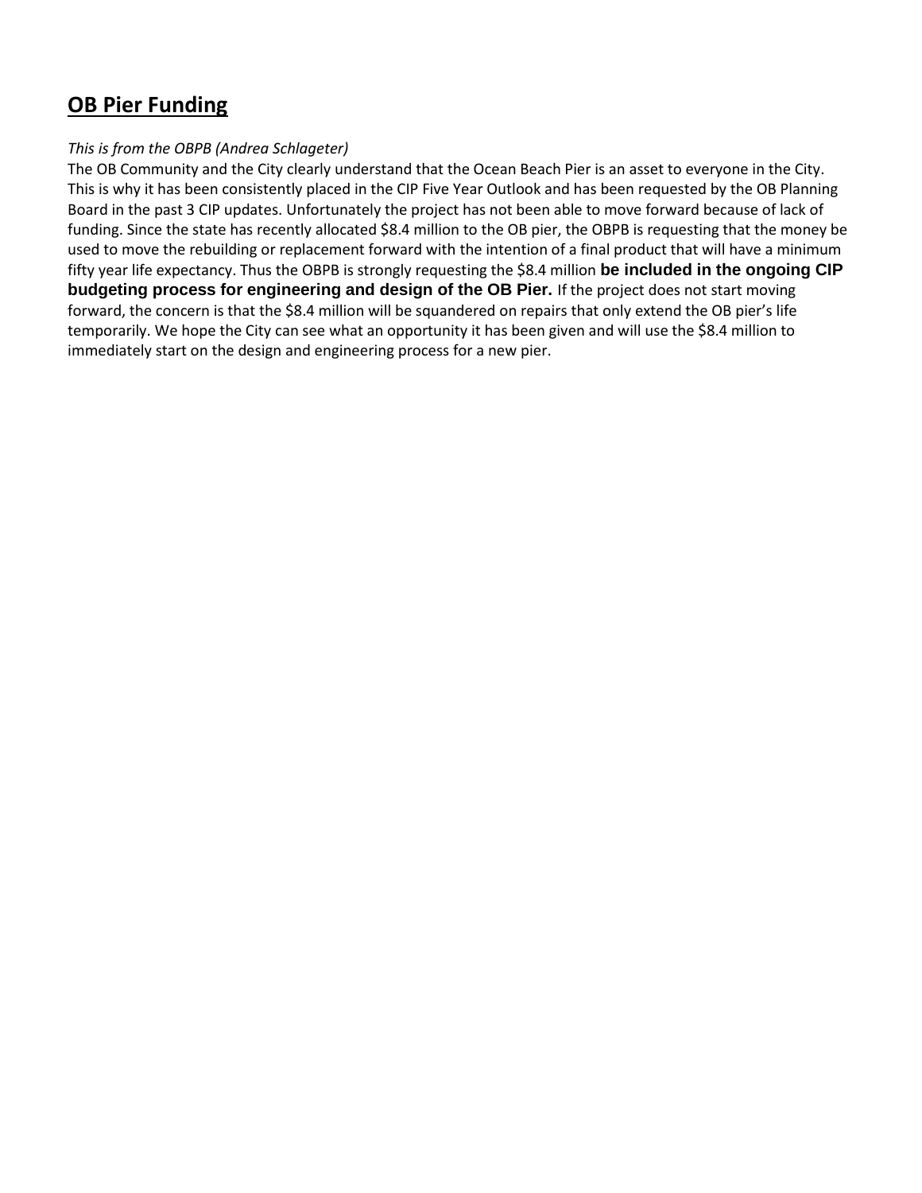## **OB Pier Funding**

*This is from the OBPB (Andrea Schlageter)*

The OB Community and the City clearly understand that the Ocean Beach Pier is an asset to everyone in the City. This is why it has been consistently placed in the CIP Five Year Outlook and has been requested by the OB Planning Board in the past 3 CIP updates. Unfortunately the project has not been able to move forward because of lack of funding. Since the state has recently allocated $8.4 million to the OB pier, the OBPB is requesting that the money be used to move the rebuilding or replacement forward with the intention of a final product that will have a minimum fifty year life expectancy. Thus the OBPB is strongly requesting the $8.4 million **be included in the ongoing CIP budgeting process for engineering and design of the OB Pier.** If the project does not start moving forward, the concern is that the $8.4 million will be squandered on repairs that only extend the OB pier's life temporarily. We hope the City can see what an opportunity it has been given and will use the $8.4 million to immediately start on the design and engineering process for a new pier.